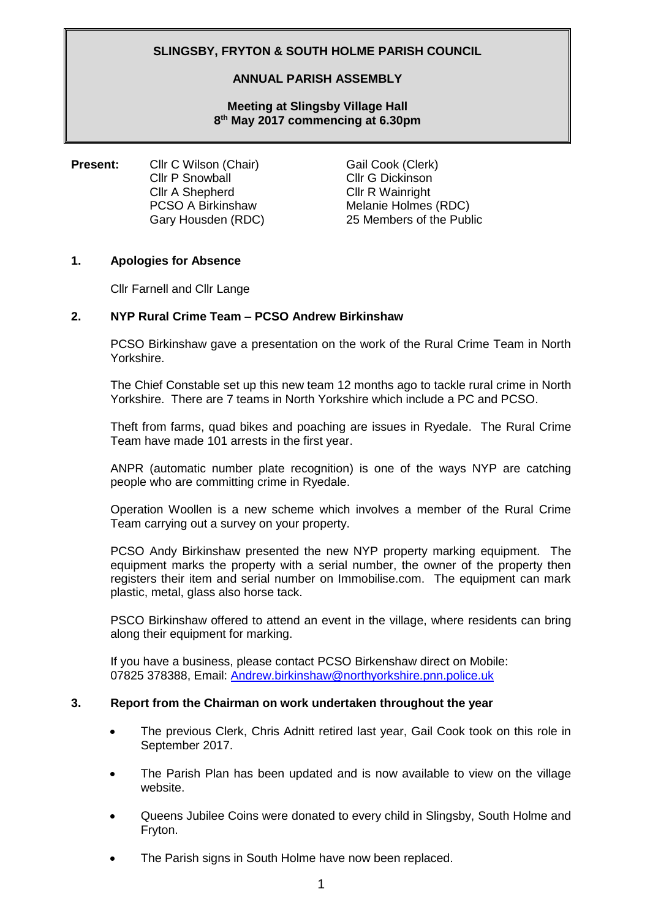**SLINGSBY, FRYTON & SOUTH HOLME PARISH COUNCIL**

**ANNUAL PARISH ASSEMBLY**

**Meeting at Slingsby Village Hall**
**8th May 2017 commencing at 6.30pm**

**Present:**

Cllr C Wilson (Chair)
Cllr P Snowball
Cllr A Shepherd
PCSO A Birkinshaw
Gary Housden (RDC)
Gail Cook (Clerk)
Cllr G Dickinson
Cllr R Wainright
Melanie Holmes (RDC)
25 Members of the Public

## 1. Apologies for Absence

Cllr Farnell and Cllr Lange

## 2. NYP Rural Crime Team – PCSO Andrew Birkinshaw

PCSO Birkinshaw gave a presentation on the work of the Rural Crime Team in North Yorkshire.

The Chief Constable set up this new team 12 months ago to tackle rural crime in North Yorkshire. There are 7 teams in North Yorkshire which include a PC and PCSO.

Theft from farms, quad bikes and poaching are issues in Ryedale. The Rural Crime Team have made 101 arrests in the first year.

ANPR (automatic number plate recognition) is one of the ways NYP are catching people who are committing crime in Ryedale.

Operation Woollen is a new scheme which involves a member of the Rural Crime Team carrying out a survey on your property.

PCSO Andy Birkinshaw presented the new NYP property marking equipment. The equipment marks the property with a serial number, the owner of the property then registers their item and serial number on Immobilise.com. The equipment can mark plastic, metal, glass also horse tack.

PSCO Birkinshaw offered to attend an event in the village, where residents can bring along their equipment for marking.

If you have a business, please contact PCSO Birkenshaw direct on Mobile: 07825 378388, Email: Andrew.birkinshaw@northyorkshire.pnn.police.uk

## 3. Report from the Chairman on work undertaken throughout the year

- The previous Clerk, Chris Adnitt retired last year, Gail Cook took on this role in September 2017.
- The Parish Plan has been updated and is now available to view on the village website.
- Queens Jubilee Coins were donated to every child in Slingsby, South Holme and Fryton.
- The Parish signs in South Holme have now been replaced.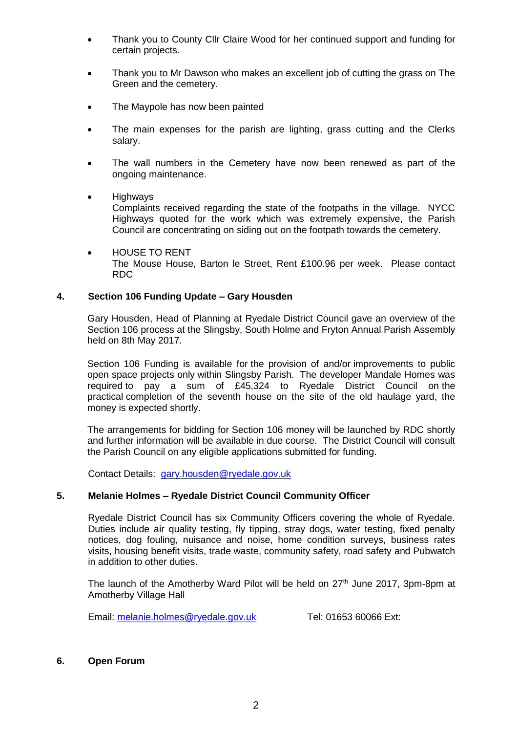- Thank you to County Cllr Claire Wood for her continued support and funding for certain projects.
- Thank you to Mr Dawson who makes an excellent job of cutting the grass on The Green and the cemetery.
- The Maypole has now been painted
- The main expenses for the parish are lighting, grass cutting and the Clerks salary.
- The wall numbers in the Cemetery have now been renewed as part of the ongoing maintenance.
- Highways
  Complaints received regarding the state of the footpaths in the village. NYCC Highways quoted for the work which was extremely expensive, the Parish Council are concentrating on siding out on the footpath towards the cemetery.
- HOUSE TO RENT
  The Mouse House, Barton le Street, Rent £100.96 per week. Please contact RDC

## 4. Section 106 Funding Update – Gary Housden

Gary Housden, Head of Planning at Ryedale District Council gave an overview of the Section 106 process at the Slingsby, South Holme and Fryton Annual Parish Assembly held on 8th May 2017.

Section 106 Funding is available for the provision of and/or improvements to public open space projects only within Slingsby Parish. The developer Mandale Homes was required to pay a sum of £45,324 to Ryedale District Council on the practical completion of the seventh house on the site of the old haulage yard, the money is expected shortly.

The arrangements for bidding for Section 106 money will be launched by RDC shortly and further information will be available in due course. The District Council will consult the Parish Council on any eligible applications submitted for funding.

Contact Details: gary.housden@ryedale.gov.uk

## 5. Melanie Holmes – Ryedale District Council Community Officer

Ryedale District Council has six Community Officers covering the whole of Ryedale. Duties include air quality testing, fly tipping, stray dogs, water testing, fixed penalty notices, dog fouling, nuisance and noise, home condition surveys, business rates visits, housing benefit visits, trade waste, community safety, road safety and Pubwatch in addition to other duties.

The launch of the Amotherby Ward Pilot will be held on 27th June 2017, 3pm-8pm at Amotherby Village Hall

Email: melanie.holmes@ryedale.gov.uk Tel: 01653 60066 Ext:

## 6. Open Forum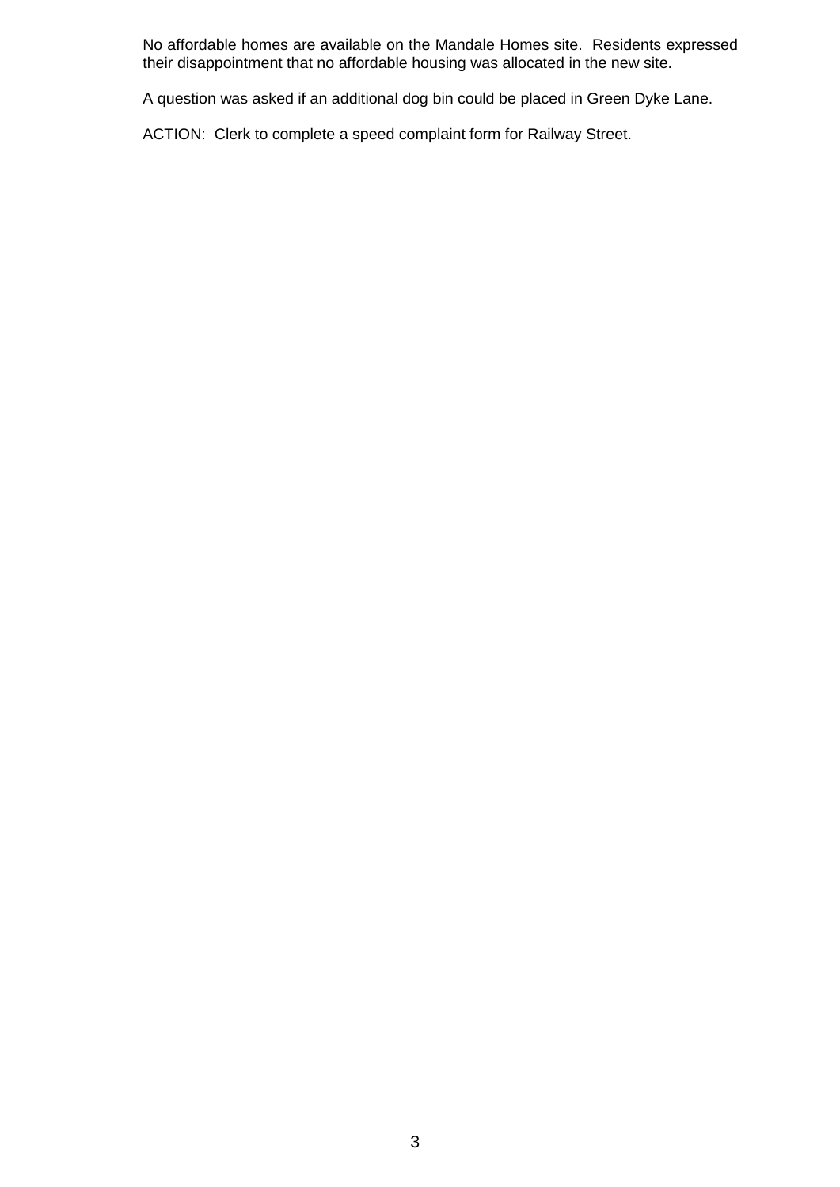No affordable homes are available on the Mandale Homes site. Residents expressed their disappointment that no affordable housing was allocated in the new site.

A question was asked if an additional dog bin could be placed in Green Dyke Lane.

ACTION: Clerk to complete a speed complaint form for Railway Street.